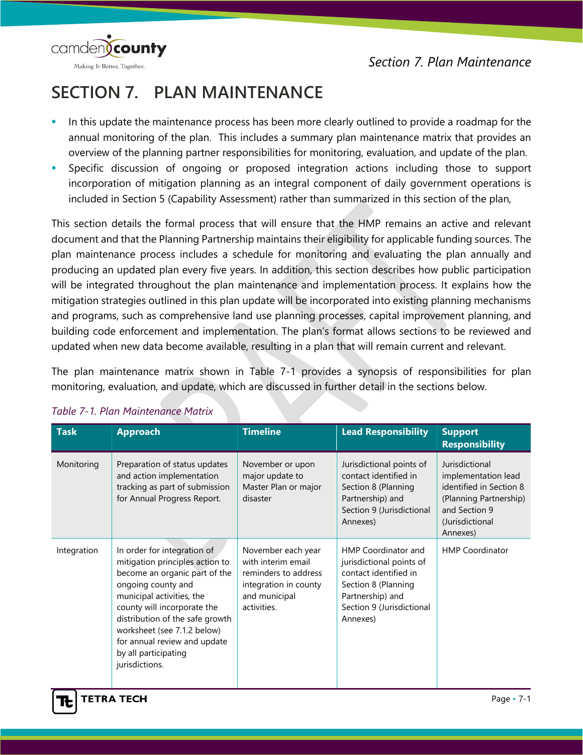# SECTION 7. PLAN MAINTENANCE

- In this update the maintenance process has been more clearly outlined to provide a roadmap for the annual monitoring of the plan. This includes a summary plan maintenance matrix that provides an overview of the planning partner responsibilities for monitoring, evaluation, and update of the plan.
- Specific discussion of ongoing or proposed integration actions including those to support incorporation of mitigation planning as an integral component of daily government operations is included in Section 5 (Capability Assessment) rather than summarized in this section of the plan,

This section details the formal process that will ensure that the HMP remains an active and relevant document and that the Planning Partnership maintains their eligibility for applicable funding sources. The plan maintenance process includes a schedule for monitoring and evaluating the plan annually and producing an updated plan every five years. In addition, this section describes how public participation will be integrated throughout the plan maintenance and implementation process. It explains how the mitigation strategies outlined in this plan update will be incorporated into existing planning mechanisms and programs, such as comprehensive land use planning processes, capital improvement planning, and building code enforcement and implementation. The plan's format allows sections to be reviewed and updated when new data become available, resulting in a plan that will remain current and relevant.

The plan maintenance matrix shown in Table 7-1 provides a synopsis of responsibilities for plan monitoring, evaluation, and update, which are discussed in further detail in the sections below.

*Table 7-1. Plan Maintenance Matrix*

| Task | Approach | Timeline | Lead Responsibility | Support Responsibility |
|---|---|---|---|---|
| Monitoring | Preparation of status updates and action implementation tracking as part of submission for Annual Progress Report. | November or upon major update to Master Plan or major disaster | Jurisdictional points of contact identified in Section 8 (Planning Partnership) and Section 9 (Jurisdictional Annexes) | Jurisdictional implementation lead identified in Section 8 (Planning Partnership) and Section 9 (Jurisdictional Annexes) |
| Integration | In order for integration of mitigation principles action to become an organic part of the ongoing county and municipal activities, the county will incorporate the distribution of the safe growth worksheet (see 7.1.2 below) for annual review and update by all participating jurisdictions. | November each year with interim email reminders to address integration in county and municipal activities. | HMP Coordinator and jurisdictional points of contact identified in Section 8 (Planning Partnership) and Section 9 (Jurisdictional Annexes) | HMP Coordinator |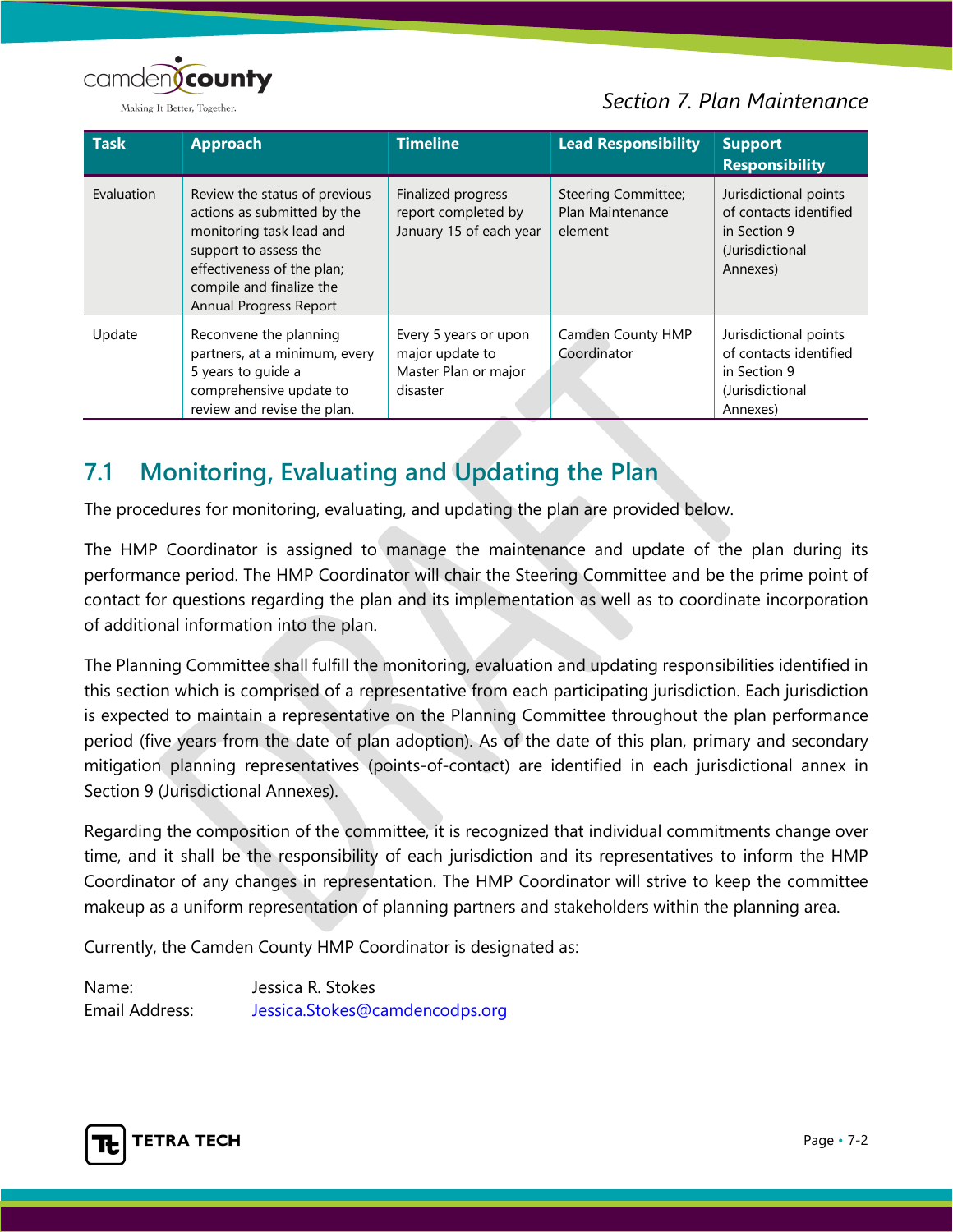| Task | Approach | Timeline | Lead Responsibility | Support Responsibility |
| --- | --- | --- | --- | --- |
| Evaluation | Review the status of previous actions as submitted by the monitoring task lead and support to assess the effectiveness of the plan; compile and finalize the Annual Progress Report | Finalized progress report completed by January 15 of each year | Steering Committee; Plan Maintenance element | Jurisdictional points of contacts identified in Section 9 (Jurisdictional Annexes) |
| Update | Reconvene the planning partners, at a minimum, every 5 years to guide a comprehensive update to review and revise the plan. | Every 5 years or upon major update to Master Plan or major disaster | Camden County HMP Coordinator | Jurisdictional points of contacts identified in Section 9 (Jurisdictional Annexes) |

## 7.1 Monitoring, Evaluating and Updating the Plan

The procedures for monitoring, evaluating, and updating the plan are provided below.

The HMP Coordinator is assigned to manage the maintenance and update of the plan during its performance period. The HMP Coordinator will chair the Steering Committee and be the prime point of contact for questions regarding the plan and its implementation as well as to coordinate incorporation of additional information into the plan.

The Planning Committee shall fulfill the monitoring, evaluation and updating responsibilities identified in this section which is comprised of a representative from each participating jurisdiction. Each jurisdiction is expected to maintain a representative on the Planning Committee throughout the plan performance period (five years from the date of plan adoption). As of the date of this plan, primary and secondary mitigation planning representatives (points-of-contact) are identified in each jurisdictional annex in Section 9 (Jurisdictional Annexes).

Regarding the composition of the committee, it is recognized that individual commitments change over time, and it shall be the responsibility of each jurisdiction and its representatives to inform the HMP Coordinator of any changes in representation. The HMP Coordinator will strive to keep the committee makeup as a uniform representation of planning partners and stakeholders within the planning area.

Currently, the Camden County HMP Coordinator is designated as:

Name: Jessica R. Stokes
Email Address: Jessica.Stokes@camdencodps.org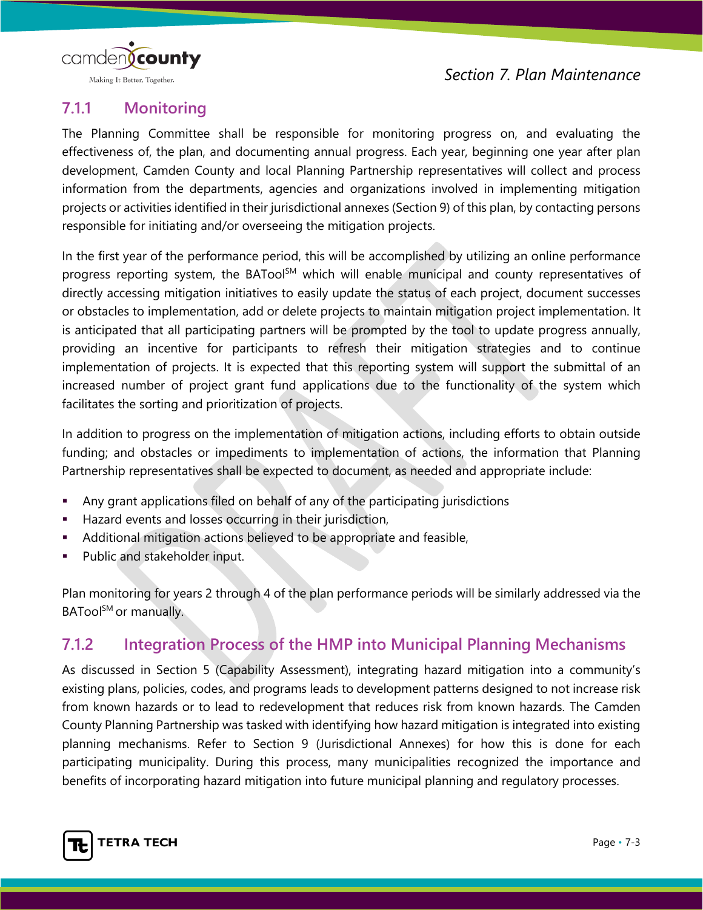### 7.1.1 Monitoring

The Planning Committee shall be responsible for monitoring progress on, and evaluating the effectiveness of, the plan, and documenting annual progress. Each year, beginning one year after plan development, Camden County and local Planning Partnership representatives will collect and process information from the departments, agencies and organizations involved in implementing mitigation projects or activities identified in their jurisdictional annexes (Section 9) of this plan, by contacting persons responsible for initiating and/or overseeing the mitigation projects.

In the first year of the performance period, this will be accomplished by utilizing an online performance progress reporting system, the BATool[SM] which will enable municipal and county representatives of directly accessing mitigation initiatives to easily update the status of each project, document successes or obstacles to implementation, add or delete projects to maintain mitigation project implementation. It is anticipated that all participating partners will be prompted by the tool to update progress annually, providing an incentive for participants to refresh their mitigation strategies and to continue implementation of projects. It is expected that this reporting system will support the submittal of an increased number of project grant fund applications due to the functionality of the system which facilitates the sorting and prioritization of projects.

In addition to progress on the implementation of mitigation actions, including efforts to obtain outside funding; and obstacles or impediments to implementation of actions, the information that Planning Partnership representatives shall be expected to document, as needed and appropriate include:

- Any grant applications filed on behalf of any of the participating jurisdictions
- Hazard events and losses occurring in their jurisdiction,
- Additional mitigation actions believed to be appropriate and feasible,
- Public and stakeholder input.

Plan monitoring for years 2 through 4 of the plan performance periods will be similarly addressed via the BATool[SM] or manually.

### 7.1.2 Integration Process of the HMP into Municipal Planning Mechanisms

As discussed in Section 5 (Capability Assessment), integrating hazard mitigation into a community's existing plans, policies, codes, and programs leads to development patterns designed to not increase risk from known hazards or to lead to redevelopment that reduces risk from known hazards. The Camden County Planning Partnership was tasked with identifying how hazard mitigation is integrated into existing planning mechanisms. Refer to Section 9 (Jurisdictional Annexes) for how this is done for each participating municipality. During this process, many municipalities recognized the importance and benefits of incorporating hazard mitigation into future municipal planning and regulatory processes.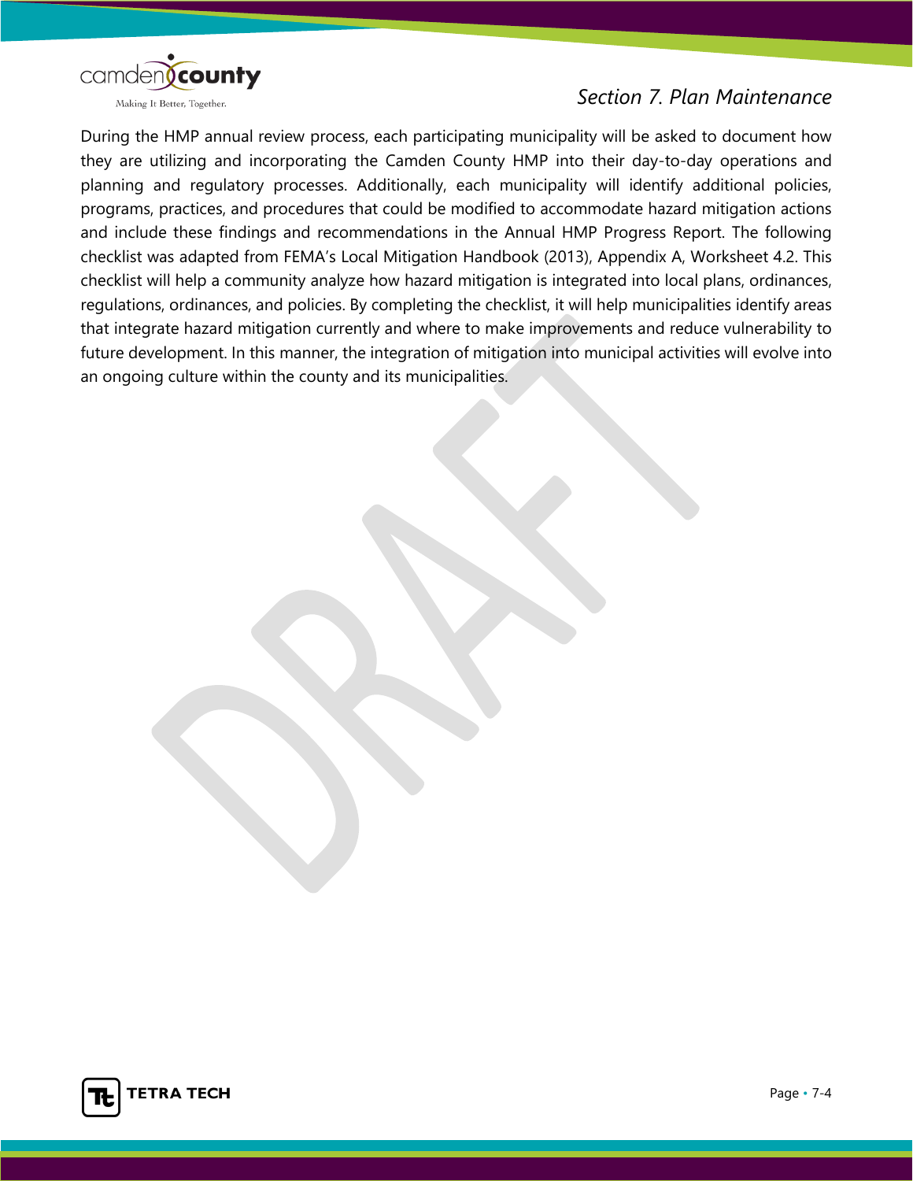During the HMP annual review process, each participating municipality will be asked to document how they are utilizing and incorporating the Camden County HMP into their day-to-day operations and planning and regulatory processes. Additionally, each municipality will identify additional policies, programs, practices, and procedures that could be modified to accommodate hazard mitigation actions and include these findings and recommendations in the Annual HMP Progress Report. The following checklist was adapted from FEMA's Local Mitigation Handbook (2013), Appendix A, Worksheet 4.2. This checklist will help a community analyze how hazard mitigation is integrated into local plans, ordinances, regulations, ordinances, and policies. By completing the checklist, it will help municipalities identify areas that integrate hazard mitigation currently and where to make improvements and reduce vulnerability to future development. In this manner, the integration of mitigation into municipal activities will evolve into an ongoing culture within the county and its municipalities.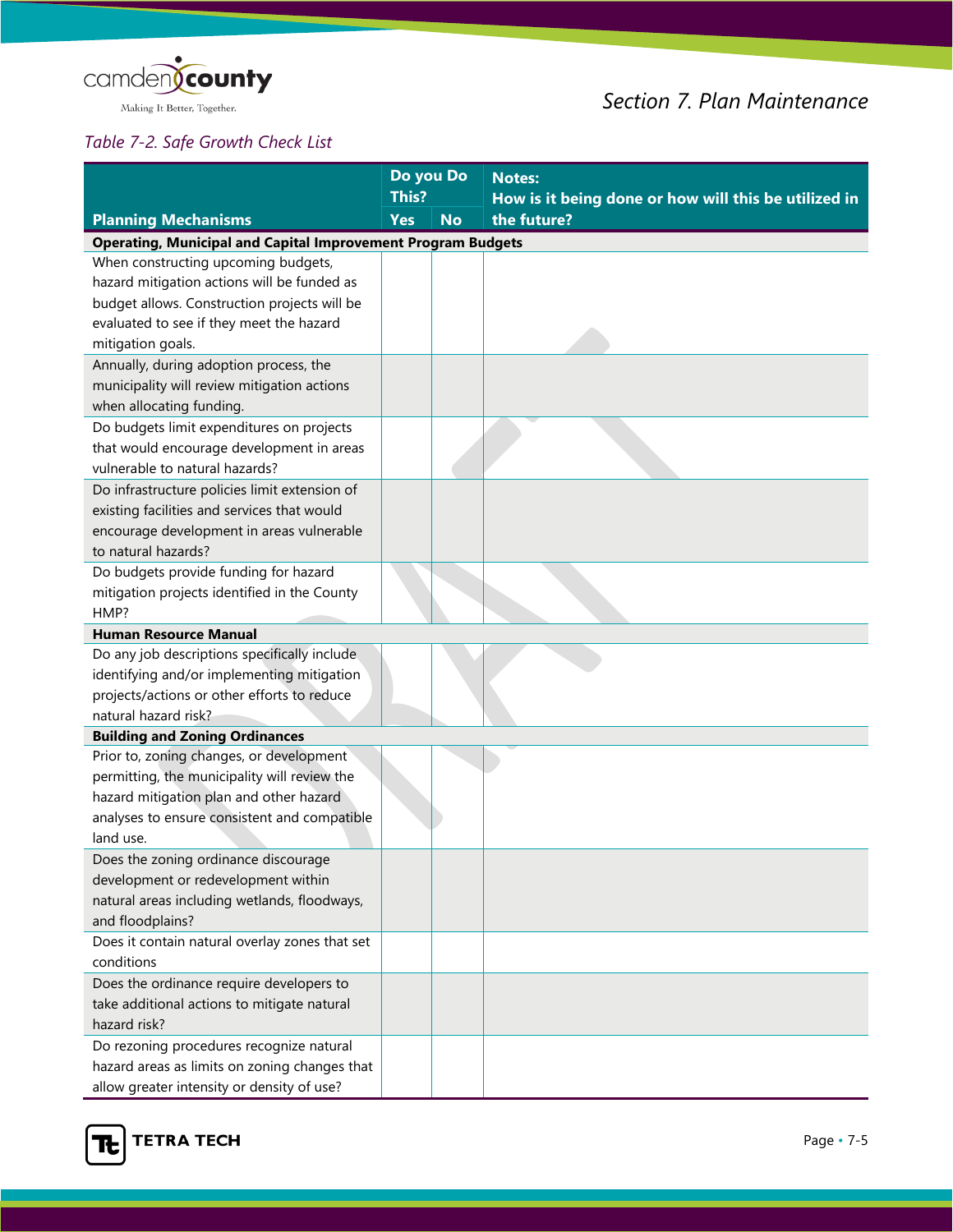*Table 7-2. Safe Growth Check List*

| Planning Mechanisms | Do you Do This? | | Notes: How is it being done or how will this be utilized in the future? |
|---|---|---|---|
| | Yes | No | |
| **Operating, Municipal and Capital Improvement Program Budgets** | | | |
| When constructing upcoming budgets, hazard mitigation actions will be funded as budget allows. Construction projects will be evaluated to see if they meet the hazard mitigation goals. | | | |
| Annually, during adoption process, the municipality will review mitigation actions when allocating funding. | | | |
| Do budgets limit expenditures on projects that would encourage development in areas vulnerable to natural hazards? | | | |
| Do infrastructure policies limit extension of existing facilities and services that would encourage development in areas vulnerable to natural hazards? | | | |
| Do budgets provide funding for hazard mitigation projects identified in the County HMP? | | | |
| **Human Resource Manual** | | | |
| Do any job descriptions specifically include identifying and/or implementing mitigation projects/actions or other efforts to reduce natural hazard risk? | | | |
| **Building and Zoning Ordinances** | | | |
| Prior to, zoning changes, or development permitting, the municipality will review the hazard mitigation plan and other hazard analyses to ensure consistent and compatible land use. | | | |
| Does the zoning ordinance discourage development or redevelopment within natural areas including wetlands, floodways, and floodplains? | | | |
| Does it contain natural overlay zones that set conditions | | | |
| Does the ordinance require developers to take additional actions to mitigate natural hazard risk? | | | |
| Do rezoning procedures recognize natural hazard areas as limits on zoning changes that allow greater intensity or density of use? | | | |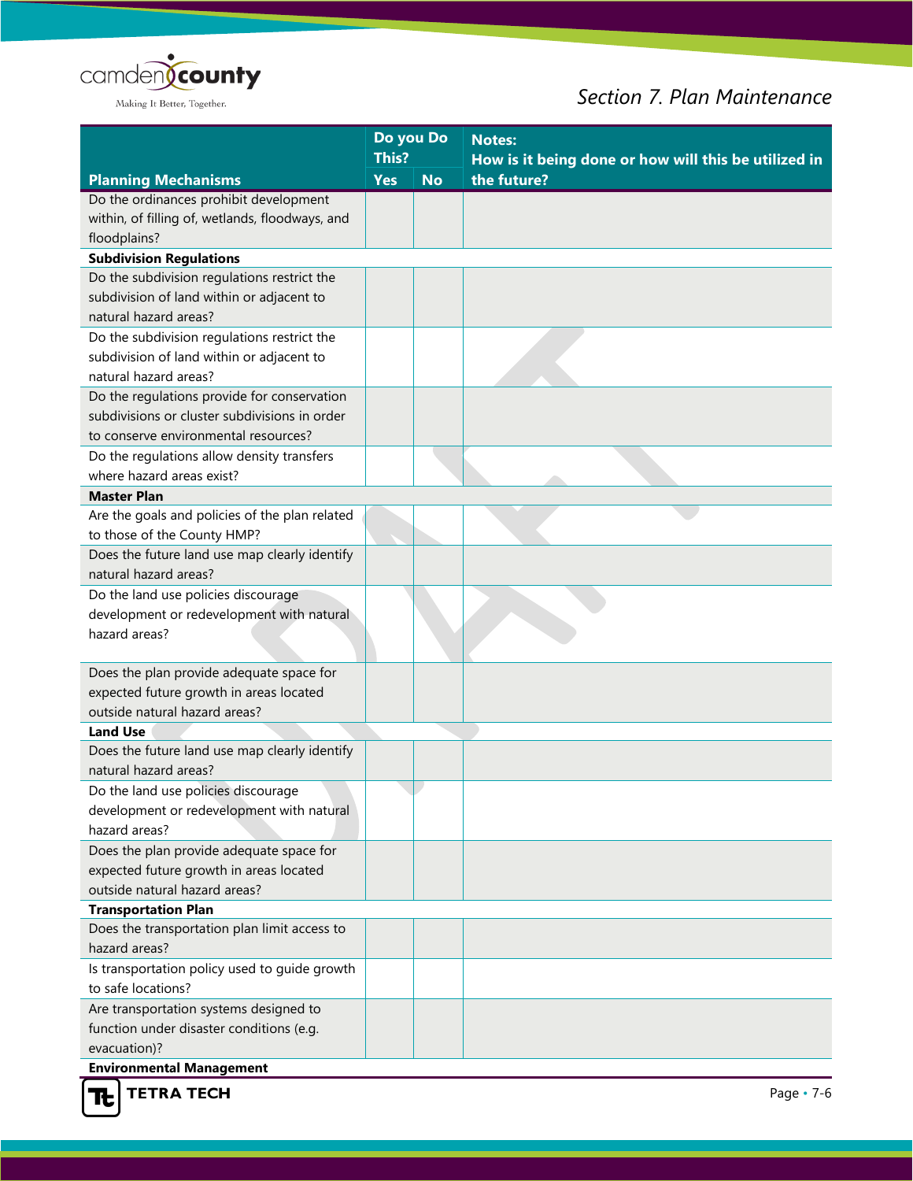| Planning Mechanisms | Do you Do This? Yes | No | Notes: How is it being done or how will this be utilized in the future? |
|---|---|---|---|
| Do the ordinances prohibit development within, of filling of, wetlands, floodways, and floodplains? | | | |
| **Subdivision Regulations** | | | |
| Do the subdivision regulations restrict the subdivision of land within or adjacent to natural hazard areas? | | | |
| Do the subdivision regulations restrict the subdivision of land within or adjacent to natural hazard areas? | | | |
| Do the regulations provide for conservation subdivisions or cluster subdivisions in order to conserve environmental resources? | | | |
| Do the regulations allow density transfers where hazard areas exist? | | | |
| **Master Plan** | | | |
| Are the goals and policies of the plan related to those of the County HMP? | | | |
| Does the future land use map clearly identify natural hazard areas? | | | |
| Do the land use policies discourage development or redevelopment with natural hazard areas? | | | |
| Does the plan provide adequate space for expected future growth in areas located outside natural hazard areas? | | | |
| **Land Use** | | | |
| Does the future land use map clearly identify natural hazard areas? | | | |
| Do the land use policies discourage development or redevelopment with natural hazard areas? | | | |
| Does the plan provide adequate space for expected future growth in areas located outside natural hazard areas? | | | |
| **Transportation Plan** | | | |
| Does the transportation plan limit access to hazard areas? | | | |
| Is transportation policy used to guide growth to safe locations? | | | |
| Are transportation systems designed to function under disaster conditions (e.g. evacuation)? | | | |
| **Environmental Management** | | | |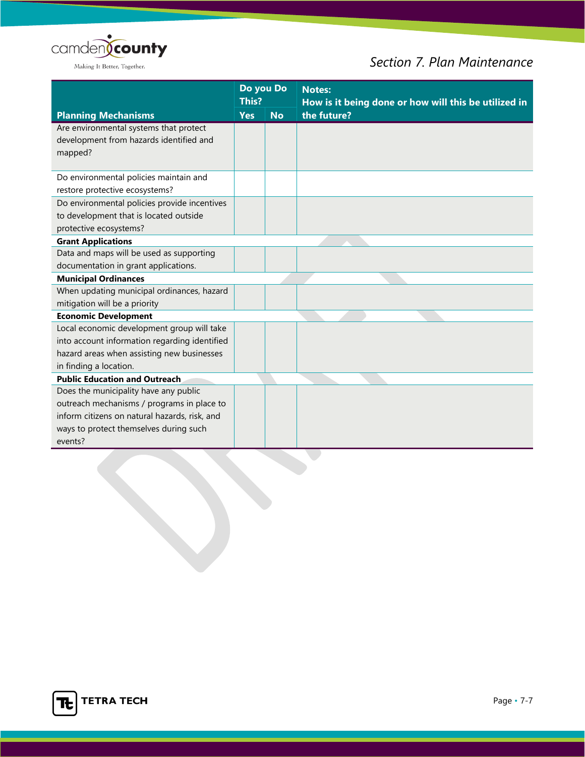| Planning Mechanisms | Do you Do This? Yes | No | Notes: How is it being done or how will this be utilized in the future? |
|---|---|---|---|
| Are environmental systems that protect development from hazards identified and mapped? | | | |
| Do environmental policies maintain and restore protective ecosystems? | | | |
| Do environmental policies provide incentives to development that is located outside protective ecosystems? | | | |
| **Grant Applications** | | | |
| Data and maps will be used as supporting documentation in grant applications. | | | |
| **Municipal Ordinances** | | | |
| When updating municipal ordinances, hazard mitigation will be a priority | | | |
| **Economic Development** | | | |
| Local economic development group will take into account information regarding identified hazard areas when assisting new businesses in finding a location. | | | |
| **Public Education and Outreach** | | | |
| Does the municipality have any public outreach mechanisms / programs in place to inform citizens on natural hazards, risk, and ways to protect themselves during such events? | | | |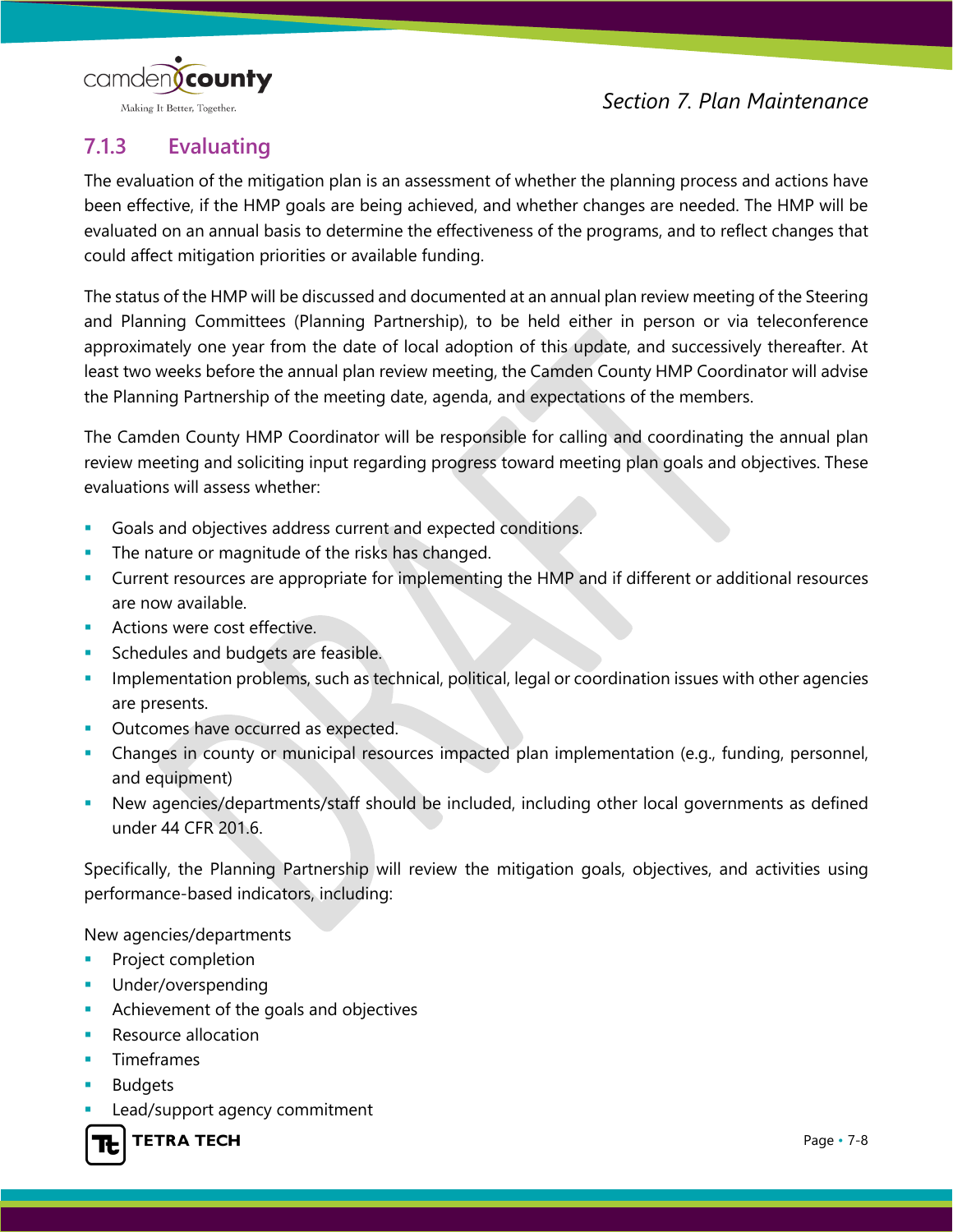### 7.1.3 Evaluating

The evaluation of the mitigation plan is an assessment of whether the planning process and actions have been effective, if the HMP goals are being achieved, and whether changes are needed. The HMP will be evaluated on an annual basis to determine the effectiveness of the programs, and to reflect changes that could affect mitigation priorities or available funding.

The status of the HMP will be discussed and documented at an annual plan review meeting of the Steering and Planning Committees (Planning Partnership), to be held either in person or via teleconference approximately one year from the date of local adoption of this update, and successively thereafter. At least two weeks before the annual plan review meeting, the Camden County HMP Coordinator will advise the Planning Partnership of the meeting date, agenda, and expectations of the members.

The Camden County HMP Coordinator will be responsible for calling and coordinating the annual plan review meeting and soliciting input regarding progress toward meeting plan goals and objectives. These evaluations will assess whether:

- Goals and objectives address current and expected conditions.
- The nature or magnitude of the risks has changed.
- Current resources are appropriate for implementing the HMP and if different or additional resources are now available.
- Actions were cost effective.
- Schedules and budgets are feasible.
- Implementation problems, such as technical, political, legal or coordination issues with other agencies are presents.
- Outcomes have occurred as expected.
- Changes in county or municipal resources impacted plan implementation (e.g., funding, personnel, and equipment)
- New agencies/departments/staff should be included, including other local governments as defined under 44 CFR 201.6.

Specifically, the Planning Partnership will review the mitigation goals, objectives, and activities using performance-based indicators, including:

New agencies/departments

- Project completion
- Under/overspending
- Achievement of the goals and objectives
- Resource allocation
- Timeframes
- Budgets
- Lead/support agency commitment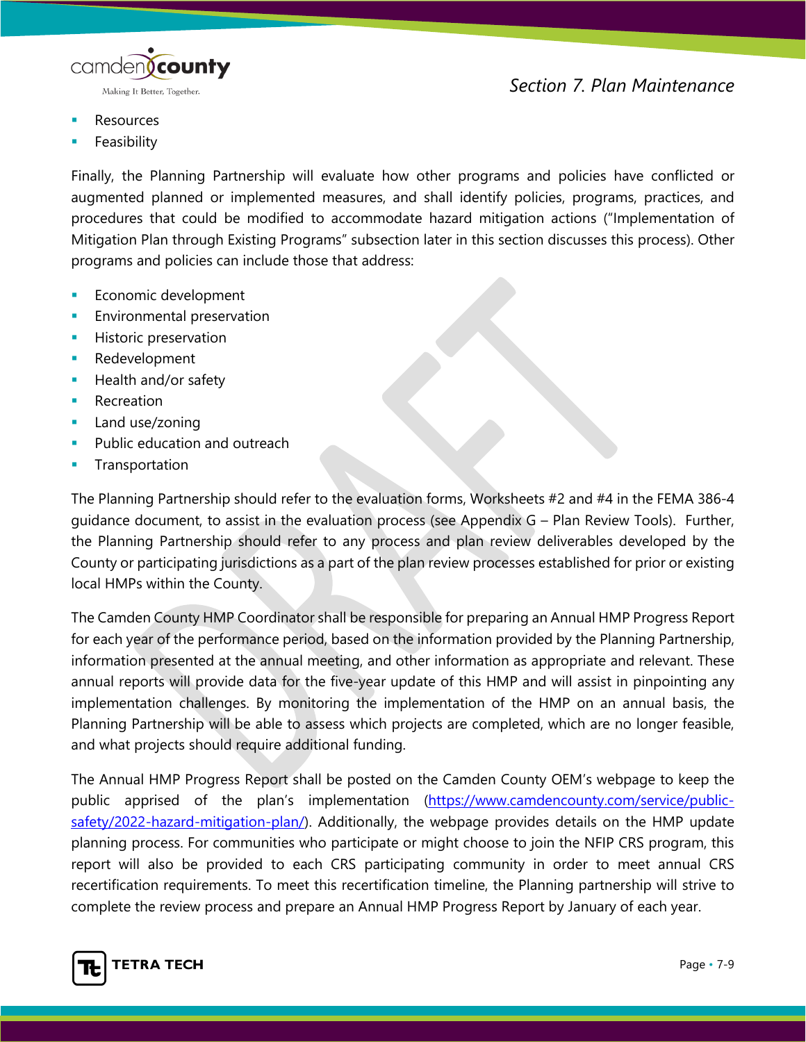- Resources
- Feasibility

Finally, the Planning Partnership will evaluate how other programs and policies have conflicted or augmented planned or implemented measures, and shall identify policies, programs, practices, and procedures that could be modified to accommodate hazard mitigation actions ("Implementation of Mitigation Plan through Existing Programs" subsection later in this section discusses this process). Other programs and policies can include those that address:

- Economic development
- Environmental preservation
- Historic preservation
- Redevelopment
- Health and/or safety
- Recreation
- Land use/zoning
- Public education and outreach
- Transportation

The Planning Partnership should refer to the evaluation forms, Worksheets #2 and #4 in the FEMA 386-4 guidance document, to assist in the evaluation process (see Appendix G – Plan Review Tools). Further, the Planning Partnership should refer to any process and plan review deliverables developed by the County or participating jurisdictions as a part of the plan review processes established for prior or existing local HMPs within the County.

The Camden County HMP Coordinator shall be responsible for preparing an Annual HMP Progress Report for each year of the performance period, based on the information provided by the Planning Partnership, information presented at the annual meeting, and other information as appropriate and relevant. These annual reports will provide data for the five-year update of this HMP and will assist in pinpointing any implementation challenges. By monitoring the implementation of the HMP on an annual basis, the Planning Partnership will be able to assess which projects are completed, which are no longer feasible, and what projects should require additional funding.

The Annual HMP Progress Report shall be posted on the Camden County OEM's webpage to keep the public apprised of the plan's implementation (https://www.camdencounty.com/service/public-safety/2022-hazard-mitigation-plan/). Additionally, the webpage provides details on the HMP update planning process. For communities who participate or might choose to join the NFIP CRS program, this report will also be provided to each CRS participating community in order to meet annual CRS recertification requirements. To meet this recertification timeline, the Planning partnership will strive to complete the review process and prepare an Annual HMP Progress Report by January of each year.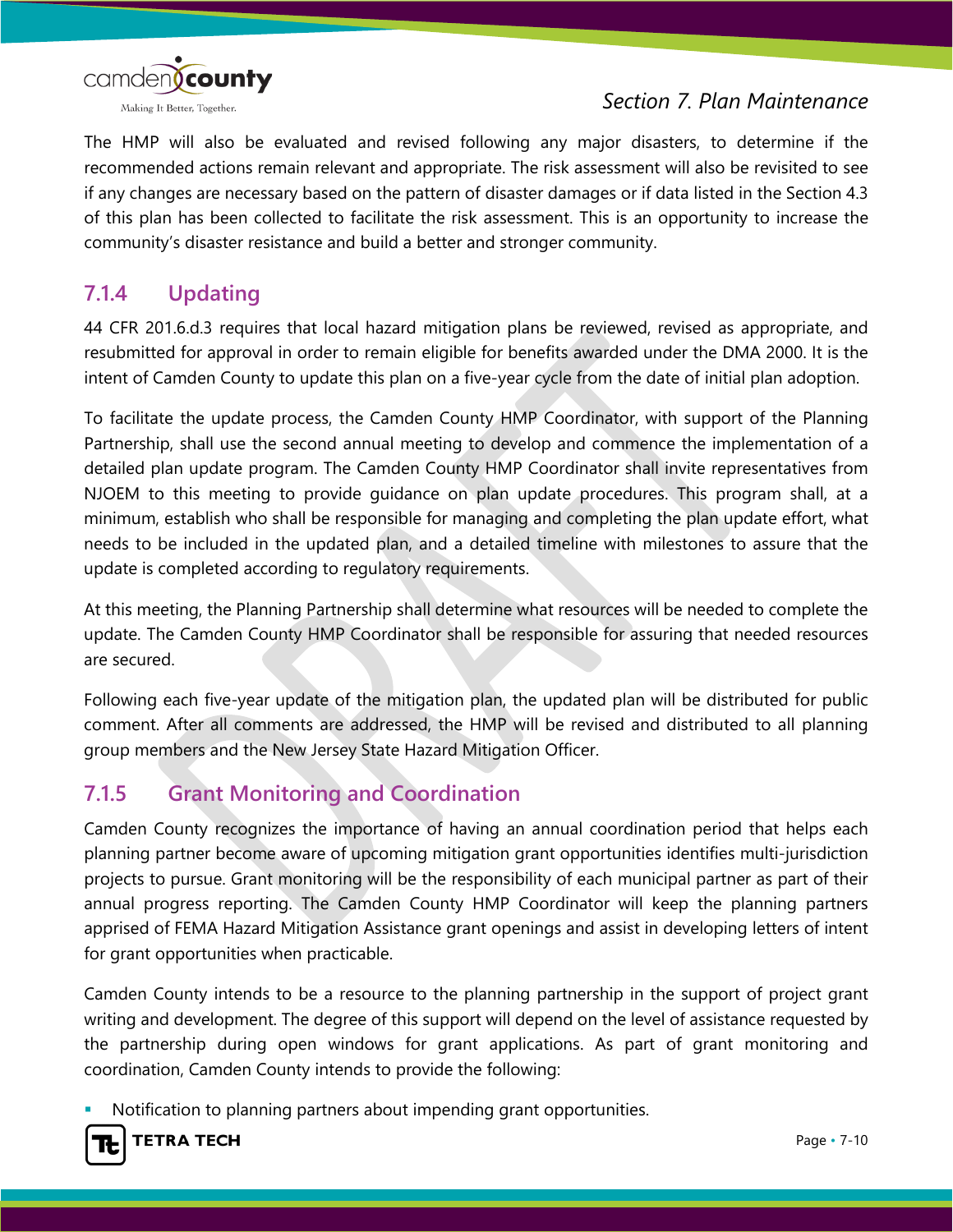The HMP will also be evaluated and revised following any major disasters, to determine if the recommended actions remain relevant and appropriate. The risk assessment will also be revisited to see if any changes are necessary based on the pattern of disaster damages or if data listed in the Section 4.3 of this plan has been collected to facilitate the risk assessment. This is an opportunity to increase the community's disaster resistance and build a better and stronger community.

### 7.1.4 Updating

44 CFR 201.6.d.3 requires that local hazard mitigation plans be reviewed, revised as appropriate, and resubmitted for approval in order to remain eligible for benefits awarded under the DMA 2000. It is the intent of Camden County to update this plan on a five-year cycle from the date of initial plan adoption.

To facilitate the update process, the Camden County HMP Coordinator, with support of the Planning Partnership, shall use the second annual meeting to develop and commence the implementation of a detailed plan update program. The Camden County HMP Coordinator shall invite representatives from NJOEM to this meeting to provide guidance on plan update procedures. This program shall, at a minimum, establish who shall be responsible for managing and completing the plan update effort, what needs to be included in the updated plan, and a detailed timeline with milestones to assure that the update is completed according to regulatory requirements.

At this meeting, the Planning Partnership shall determine what resources will be needed to complete the update. The Camden County HMP Coordinator shall be responsible for assuring that needed resources are secured.

Following each five-year update of the mitigation plan, the updated plan will be distributed for public comment. After all comments are addressed, the HMP will be revised and distributed to all planning group members and the New Jersey State Hazard Mitigation Officer.

### 7.1.5 Grant Monitoring and Coordination

Camden County recognizes the importance of having an annual coordination period that helps each planning partner become aware of upcoming mitigation grant opportunities identifies multi-jurisdiction projects to pursue. Grant monitoring will be the responsibility of each municipal partner as part of their annual progress reporting. The Camden County HMP Coordinator will keep the planning partners apprised of FEMA Hazard Mitigation Assistance grant openings and assist in developing letters of intent for grant opportunities when practicable.

Camden County intends to be a resource to the planning partnership in the support of project grant writing and development. The degree of this support will depend on the level of assistance requested by the partnership during open windows for grant applications. As part of grant monitoring and coordination, Camden County intends to provide the following:

- Notification to planning partners about impending grant opportunities.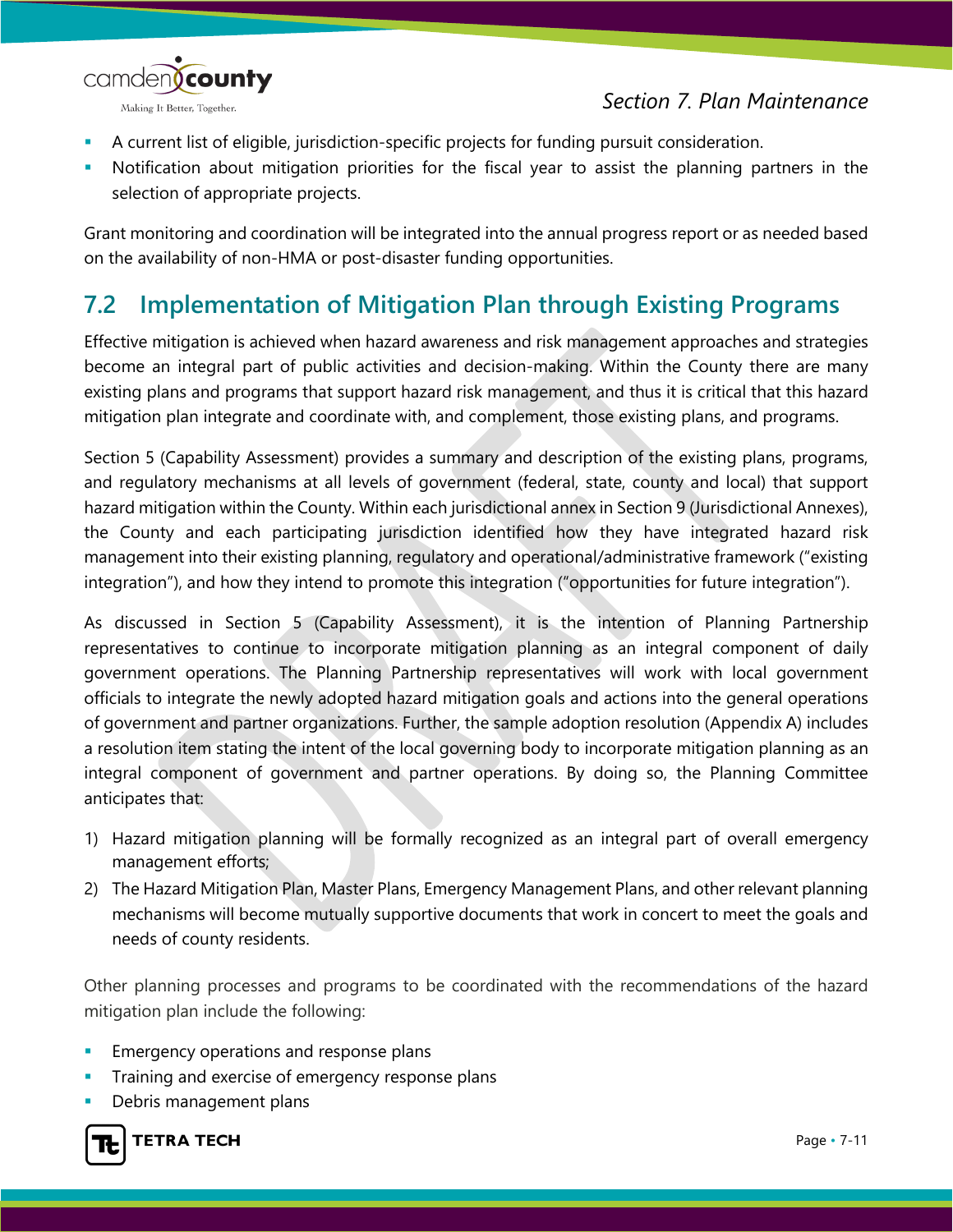- A current list of eligible, jurisdiction-specific projects for funding pursuit consideration.
- Notification about mitigation priorities for the fiscal year to assist the planning partners in the selection of appropriate projects.

Grant monitoring and coordination will be integrated into the annual progress report or as needed based on the availability of non-HMA or post-disaster funding opportunities.

## 7.2 Implementation of Mitigation Plan through Existing Programs

Effective mitigation is achieved when hazard awareness and risk management approaches and strategies become an integral part of public activities and decision-making. Within the County there are many existing plans and programs that support hazard risk management, and thus it is critical that this hazard mitigation plan integrate and coordinate with, and complement, those existing plans, and programs.

Section 5 (Capability Assessment) provides a summary and description of the existing plans, programs, and regulatory mechanisms at all levels of government (federal, state, county and local) that support hazard mitigation within the County. Within each jurisdictional annex in Section 9 (Jurisdictional Annexes), the County and each participating jurisdiction identified how they have integrated hazard risk management into their existing planning, regulatory and operational/administrative framework ("existing integration"), and how they intend to promote this integration ("opportunities for future integration").

As discussed in Section 5 (Capability Assessment), it is the intention of Planning Partnership representatives to continue to incorporate mitigation planning as an integral component of daily government operations. The Planning Partnership representatives will work with local government officials to integrate the newly adopted hazard mitigation goals and actions into the general operations of government and partner organizations. Further, the sample adoption resolution (Appendix A) includes a resolution item stating the intent of the local governing body to incorporate mitigation planning as an integral component of government and partner operations. By doing so, the Planning Committee anticipates that:

1) Hazard mitigation planning will be formally recognized as an integral part of overall emergency management efforts;
2) The Hazard Mitigation Plan, Master Plans, Emergency Management Plans, and other relevant planning mechanisms will become mutually supportive documents that work in concert to meet the goals and needs of county residents.

Other planning processes and programs to be coordinated with the recommendations of the hazard mitigation plan include the following:

- Emergency operations and response plans
- Training and exercise of emergency response plans
- Debris management plans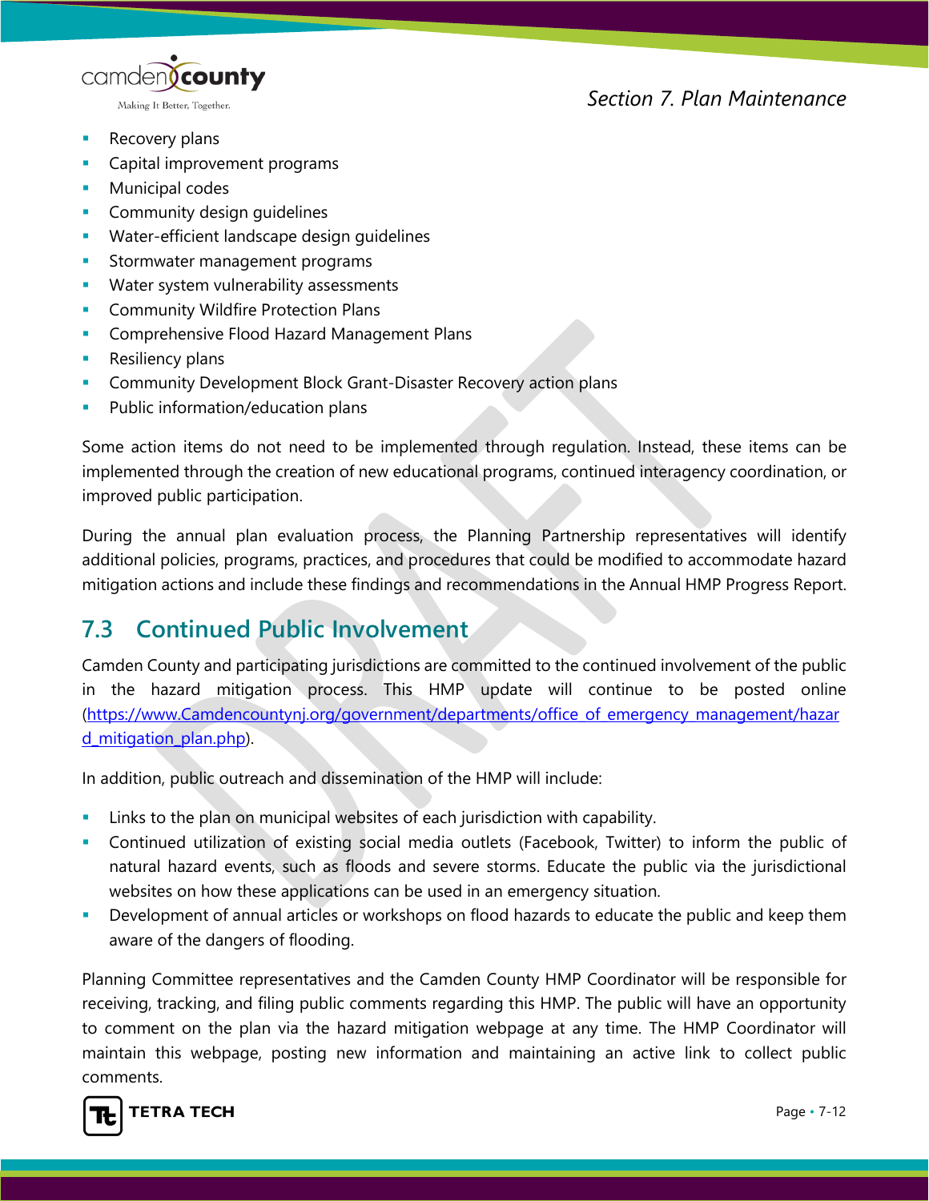- Recovery plans
- Capital improvement programs
- Municipal codes
- Community design guidelines
- Water-efficient landscape design guidelines
- Stormwater management programs
- Water system vulnerability assessments
- Community Wildfire Protection Plans
- Comprehensive Flood Hazard Management Plans
- Resiliency plans
- Community Development Block Grant-Disaster Recovery action plans
- Public information/education plans

Some action items do not need to be implemented through regulation. Instead, these items can be implemented through the creation of new educational programs, continued interagency coordination, or improved public participation.

During the annual plan evaluation process, the Planning Partnership representatives will identify additional policies, programs, practices, and procedures that could be modified to accommodate hazard mitigation actions and include these findings and recommendations in the Annual HMP Progress Report.

## 7.3 Continued Public Involvement

Camden County and participating jurisdictions are committed to the continued involvement of the public in the hazard mitigation process. This HMP update will continue to be posted online (https://www.Camdencountynj.org/government/departments/office_of_emergency_management/hazard_mitigation_plan.php).

In addition, public outreach and dissemination of the HMP will include:

- Links to the plan on municipal websites of each jurisdiction with capability.
- Continued utilization of existing social media outlets (Facebook, Twitter) to inform the public of natural hazard events, such as floods and severe storms. Educate the public via the jurisdictional websites on how these applications can be used in an emergency situation.
- Development of annual articles or workshops on flood hazards to educate the public and keep them aware of the dangers of flooding.

Planning Committee representatives and the Camden County HMP Coordinator will be responsible for receiving, tracking, and filing public comments regarding this HMP. The public will have an opportunity to comment on the plan via the hazard mitigation webpage at any time. The HMP Coordinator will maintain this webpage, posting new information and maintaining an active link to collect public comments.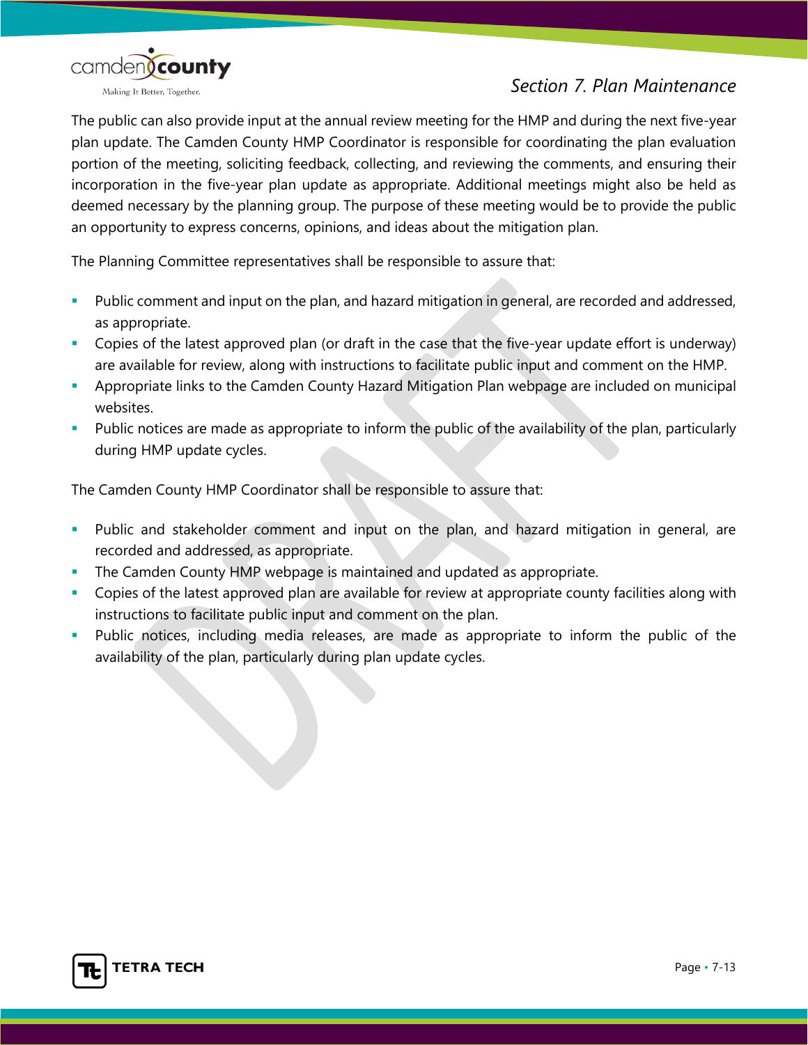The public can also provide input at the annual review meeting for the HMP and during the next five-year plan update. The Camden County HMP Coordinator is responsible for coordinating the plan evaluation portion of the meeting, soliciting feedback, collecting, and reviewing the comments, and ensuring their incorporation in the five-year plan update as appropriate. Additional meetings might also be held as deemed necessary by the planning group. The purpose of these meeting would be to provide the public an opportunity to express concerns, opinions, and ideas about the mitigation plan.

The Planning Committee representatives shall be responsible to assure that:

- Public comment and input on the plan, and hazard mitigation in general, are recorded and addressed, as appropriate.
- Copies of the latest approved plan (or draft in the case that the five-year update effort is underway) are available for review, along with instructions to facilitate public input and comment on the HMP.
- Appropriate links to the Camden County Hazard Mitigation Plan webpage are included on municipal websites.
- Public notices are made as appropriate to inform the public of the availability of the plan, particularly during HMP update cycles.

The Camden County HMP Coordinator shall be responsible to assure that:

- Public and stakeholder comment and input on the plan, and hazard mitigation in general, are recorded and addressed, as appropriate.
- The Camden County HMP webpage is maintained and updated as appropriate.
- Copies of the latest approved plan are available for review at appropriate county facilities along with instructions to facilitate public input and comment on the plan.
- Public notices, including media releases, are made as appropriate to inform the public of the availability of the plan, particularly during plan update cycles.